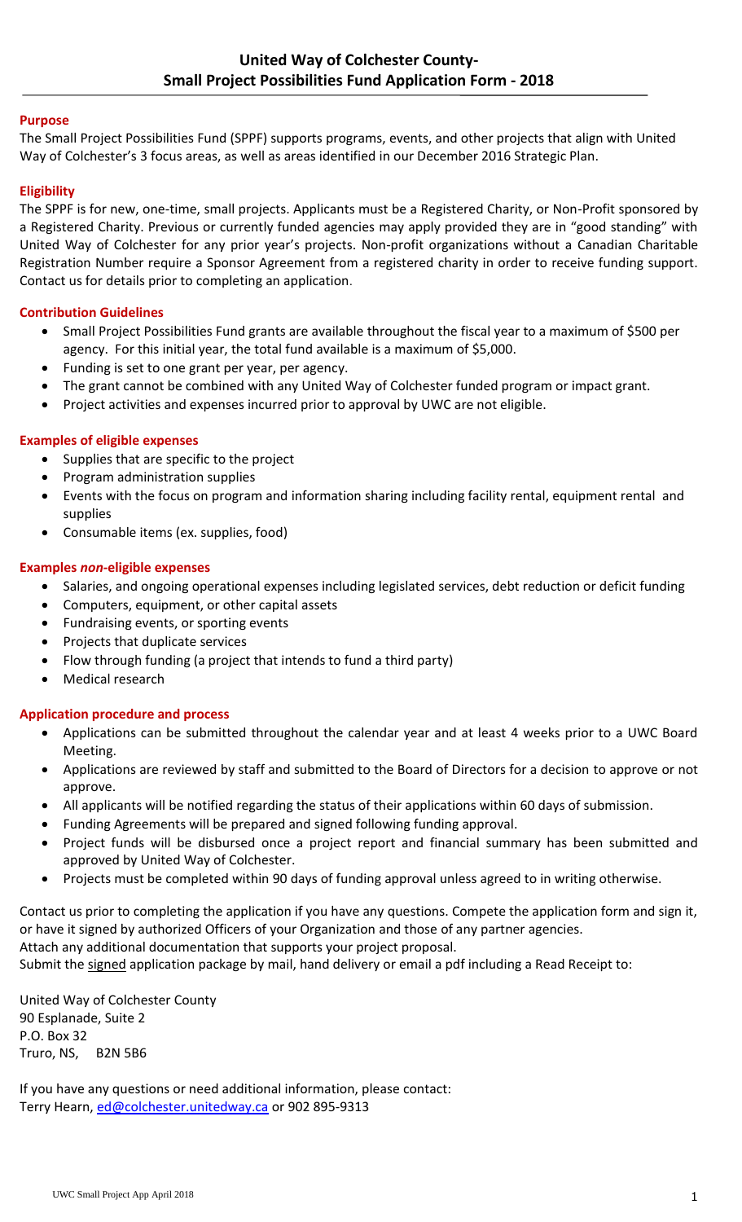# United Way of Colchester County-
# Small Project Possibilities Fund Application Form - 2018

## Purpose

The Small Project Possibilities Fund (SPPF) supports programs, events, and other projects that align with United Way of Colchester's 3 focus areas, as well as areas identified in our December 2016 Strategic Plan.

## Eligibility

The SPPF is for new, one-time, small projects. Applicants must be a Registered Charity, or Non-Profit sponsored by a Registered Charity. Previous or currently funded agencies may apply provided they are in "good standing" with United Way of Colchester for any prior year's projects. Non-profit organizations without a Canadian Charitable Registration Number require a Sponsor Agreement from a registered charity in order to receive funding support. Contact us for details prior to completing an application.

## Contribution Guidelines

- Small Project Possibilities Fund grants are available throughout the fiscal year to a maximum of $500 per agency. For this initial year, the total fund available is a maximum of $5,000.
- Funding is set to one grant per year, per agency.
- The grant cannot be combined with any United Way of Colchester funded program or impact grant.
- Project activities and expenses incurred prior to approval by UWC are not eligible.

## Examples of eligible expenses

- Supplies that are specific to the project
- Program administration supplies
- Events with the focus on program and information sharing including facility rental, equipment rental and supplies
- Consumable items (ex. supplies, food)

## Examples *non*-eligible expenses

- Salaries, and ongoing operational expenses including legislated services, debt reduction or deficit funding
- Computers, equipment, or other capital assets
- Fundraising events, or sporting events
- Projects that duplicate services
- Flow through funding (a project that intends to fund a third party)
- Medical research

## Application procedure and process

- Applications can be submitted throughout the calendar year and at least 4 weeks prior to a UWC Board Meeting.
- Applications are reviewed by staff and submitted to the Board of Directors for a decision to approve or not approve.
- All applicants will be notified regarding the status of their applications within 60 days of submission.
- Funding Agreements will be prepared and signed following funding approval.
- Project funds will be disbursed once a project report and financial summary has been submitted and approved by United Way of Colchester.
- Projects must be completed within 90 days of funding approval unless agreed to in writing otherwise.

Contact us prior to completing the application if you have any questions. Compete the application form and sign it, or have it signed by authorized Officers of your Organization and those of any partner agencies.
Attach any additional documentation that supports your project proposal.
Submit the signed application package by mail, hand delivery or email a pdf including a Read Receipt to:

United Way of Colchester County
90 Esplanade, Suite 2
P.O. Box 32
Truro, NS, B2N 5B6

If you have any questions or need additional information, please contact:
Terry Hearn, ed@colchester.unitedway.ca or 902 895-9313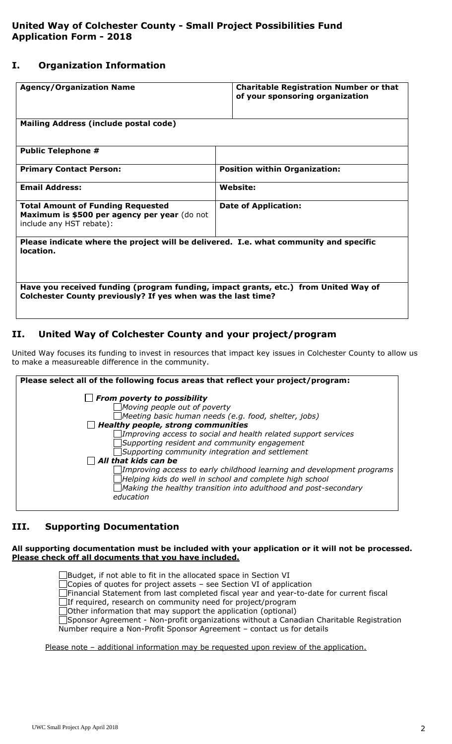**United Way of Colchester County - Small Project Possibilities Fund**
**Application Form - 2018**

## I. Organization Information

| **Agency/Organization Name** | **Charitable Registration Number or that of your sponsoring organization** |
|---|---|
| **Mailing Address (include postal code)** | |
| **Public Telephone #** | |
| **Primary Contact Person:** | **Position within Organization:** |
| **Email Address:** | **Website:** |
| **Total Amount of Funding Requested** **Maximum is $500 per agency per year** (do not include any HST rebate): | **Date of Application:** |
| **Please indicate where the project will be delivered. I.e. what community and specific location.** | |
| **Have you received funding (program funding, impact grants, etc.) from United Way of Colchester County previously? If yes when was the last time?** | |

## II. United Way of Colchester County and your project/program

United Way focuses its funding to invest in resources that impact key issues in Colchester County to allow us to make a measureable difference in the community.

**Please select all of the following focus areas that reflect your project/program:**

- ☐ ***From poverty to possibility***
  - ☐ *Moving people out of poverty*
  - ☐ *Meeting basic human needs (e.g. food, shelter, jobs)*
- ☐ ***Healthy people, strong communities***
  - ☐ *Improving access to social and health related support services*
  - ☐ *Supporting resident and community engagement*
  - ☐ *Supporting community integration and settlement*
- ☐ ***All that kids can be***
  - ☐ *Improving access to early childhood learning and development programs*
  - ☐ *Helping kids do well in school and complete high school*
  - ☐ *Making the healthy transition into adulthood and post-secondary education*

## III. Supporting Documentation

**All supporting documentation must be included with your application or it will not be processed.** **Please check off all documents that you have included.**

- ☐ Budget, if not able to fit in the allocated space in Section VI
- ☐ Copies of quotes for project assets – see Section VI of application
- ☐ Financial Statement from last completed fiscal year and year-to-date for current fiscal
- ☐ If required, research on community need for project/program
- ☐ Other information that may support the application (optional)
- ☐ Sponsor Agreement - Non-profit organizations without a Canadian Charitable Registration Number require a Non-Profit Sponsor Agreement – contact us for details

Please note – additional information may be requested upon review of the application.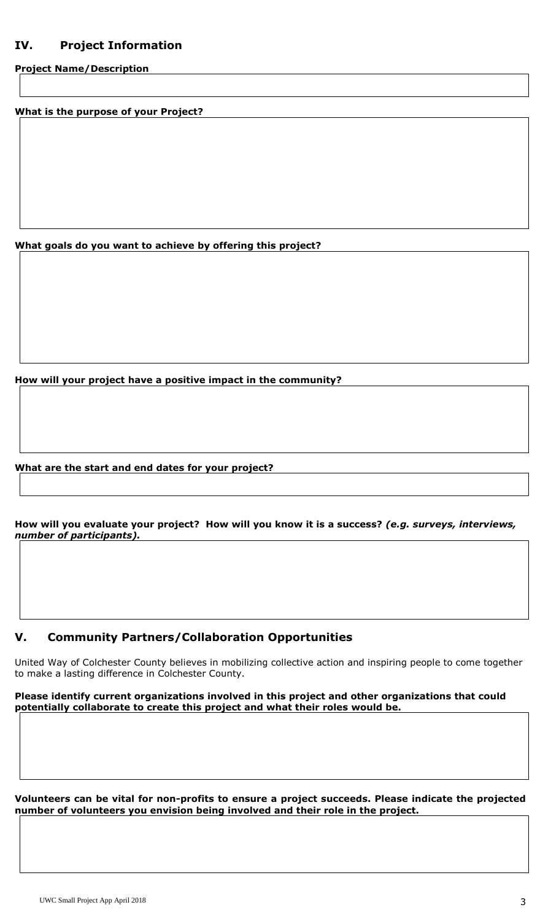## IV. Project Information

**Project Name/Description**

**What is the purpose of your Project?**

**What goals do you want to achieve by offering this project?**

**How will your project have a positive impact in the community?**

**What are the start and end dates for your project?**

**How will you evaluate your project? How will you know it is a success?** ***(e.g. surveys, interviews, number of participants).***

## V. Community Partners/Collaboration Opportunities

United Way of Colchester County believes in mobilizing collective action and inspiring people to come together to make a lasting difference in Colchester County.

**Please identify current organizations involved in this project and other organizations that could potentially collaborate to create this project and what their roles would be.**

**Volunteers can be vital for non-profits to ensure a project succeeds. Please indicate the projected number of volunteers you envision being involved and their role in the project.**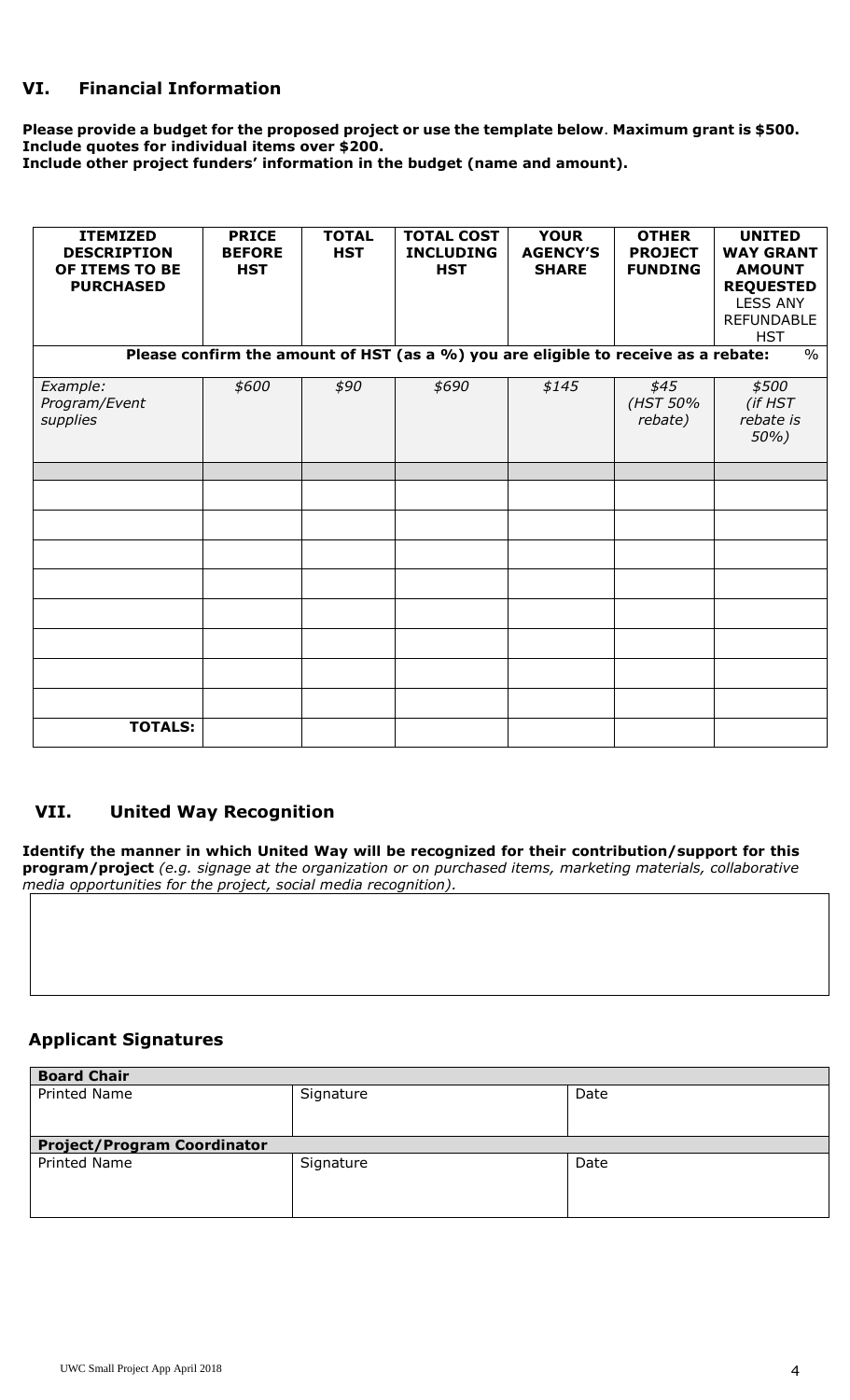## VI. Financial Information

**Please provide a budget for the proposed project or use the template below**. **Maximum grant is $500. Include quotes for individual items over $200.**
**Include other project funders' information in the budget (name and amount).**

| **ITEMIZED DESCRIPTION OF ITEMS TO BE PURCHASED** | **PRICE BEFORE HST** | **TOTAL HST** | **TOTAL COST INCLUDING HST** | **YOUR AGENCY'S SHARE** | **OTHER PROJECT FUNDING** | **UNITED WAY GRANT AMOUNT REQUESTED** LESS ANY REFUNDABLE HST |
|---|---|---|---|---|---|---|
| **Please confirm the amount of HST (as a %) you are eligible to receive as a rebate:** | | | | | | % |
| *Example: Program/Event supplies* | *$600* | *$90* | *$690* | *$145* | *$45 (HST 50% rebate)* | *$500 (if HST rebate is 50%)* |
| | | | | | | |
| | | | | | | |
| | | | | | | |
| | | | | | | |
| | | | | | | |
| | | | | | | |
| | | | | | | |
| | | | | | | |
| | | | | | | |
| **TOTALS:** | | | | | | |

## VII. United Way Recognition

**Identify the manner in which United Way will be recognized for their contribution/support for this program/project** *(e.g. signage at the organization or on purchased items, marketing materials, collaborative media opportunities for the project, social media recognition).*

## Applicant Signatures

| **Board Chair** | | |
|---|---|---|
| Printed Name | Signature | Date |
| **Project/Program Coordinator** | | |
| Printed Name | Signature | Date |

UWC Small Project App April 2018